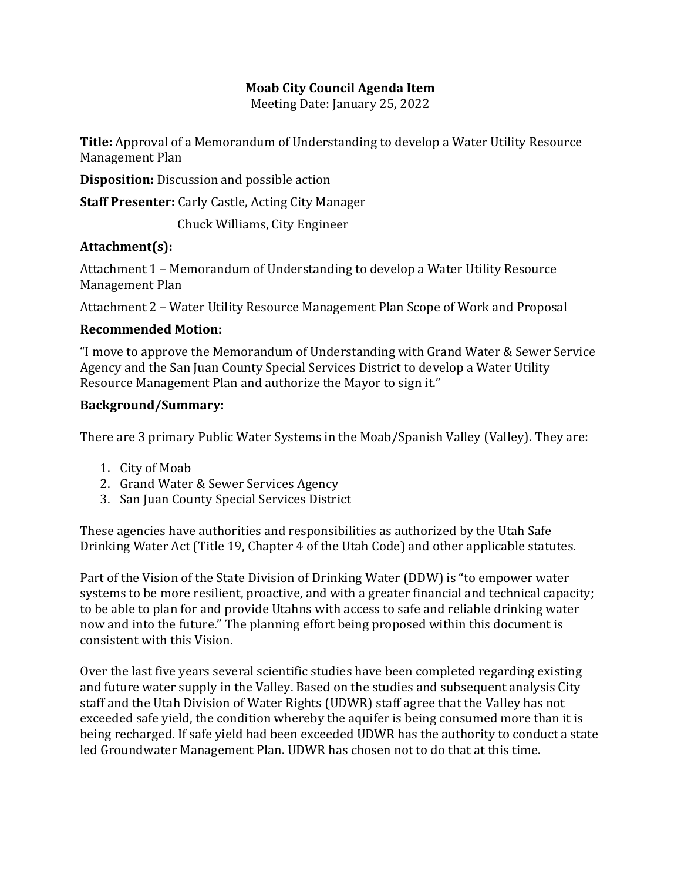# Moab City Council Agenda Item

Meeting Date: January 25, 2022

**Title:** Approval of a Memorandum of Understanding to develop a Water Utility Resource Management Plan

**Disposition:** Discussion and possible action

**Staff Presenter:** Carly Castle, Acting City Manager

Chuck Williams, City Engineer

**Attachment(s):**

Attachment 1 – Memorandum of Understanding to develop a Water Utility Resource Management Plan

Attachment 2 – Water Utility Resource Management Plan Scope of Work and Proposal

**Recommended Motion:**

"I move to approve the Memorandum of Understanding with Grand Water & Sewer Service Agency and the San Juan County Special Services District to develop a Water Utility Resource Management Plan and authorize the Mayor to sign it."

**Background/Summary:**

There are 3 primary Public Water Systems in the Moab/Spanish Valley (Valley). They are:

1. City of Moab
2. Grand Water & Sewer Services Agency
3. San Juan County Special Services District

These agencies have authorities and responsibilities as authorized by the Utah Safe Drinking Water Act (Title 19, Chapter 4 of the Utah Code) and other applicable statutes.

Part of the Vision of the State Division of Drinking Water (DDW) is "to empower water systems to be more resilient, proactive, and with a greater financial and technical capacity; to be able to plan for and provide Utahns with access to safe and reliable drinking water now and into the future." The planning effort being proposed within this document is consistent with this Vision.

Over the last five years several scientific studies have been completed regarding existing and future water supply in the Valley. Based on the studies and subsequent analysis City staff and the Utah Division of Water Rights (UDWR) staff agree that the Valley has not exceeded safe yield, the condition whereby the aquifer is being consumed more than it is being recharged. If safe yield had been exceeded UDWR has the authority to conduct a state led Groundwater Management Plan. UDWR has chosen not to do that at this time.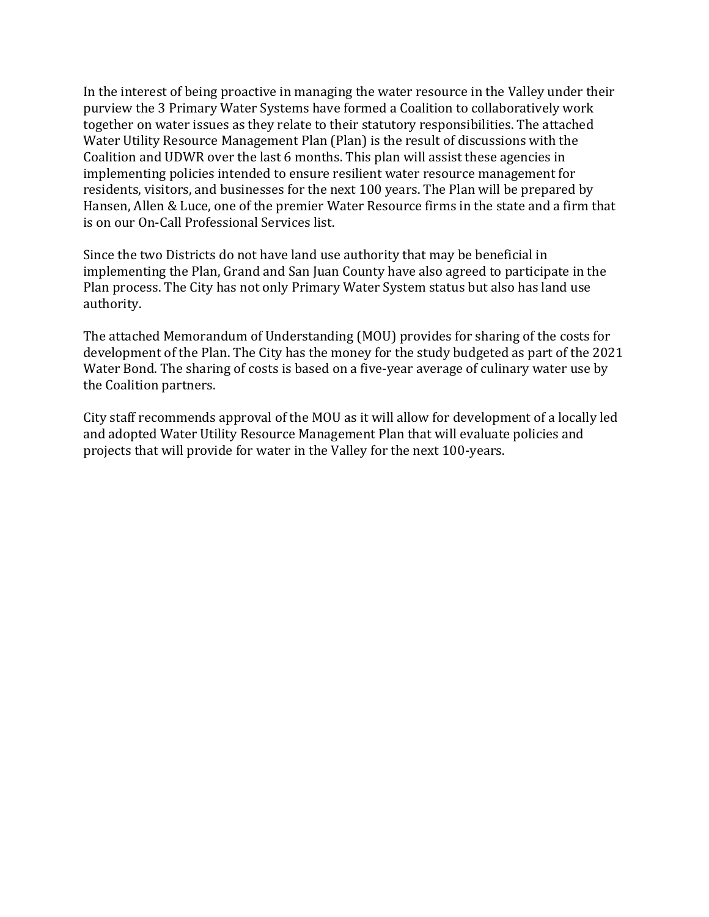In the interest of being proactive in managing the water resource in the Valley under their purview the 3 Primary Water Systems have formed a Coalition to collaboratively work together on water issues as they relate to their statutory responsibilities. The attached Water Utility Resource Management Plan (Plan) is the result of discussions with the Coalition and UDWR over the last 6 months. This plan will assist these agencies in implementing policies intended to ensure resilient water resource management for residents, visitors, and businesses for the next 100 years. The Plan will be prepared by Hansen, Allen & Luce, one of the premier Water Resource firms in the state and a firm that is on our On-Call Professional Services list.

Since the two Districts do not have land use authority that may be beneficial in implementing the Plan, Grand and San Juan County have also agreed to participate in the Plan process. The City has not only Primary Water System status but also has land use authority.

The attached Memorandum of Understanding (MOU) provides for sharing of the costs for development of the Plan. The City has the money for the study budgeted as part of the 2021 Water Bond. The sharing of costs is based on a five-year average of culinary water use by the Coalition partners.

City staff recommends approval of the MOU as it will allow for development of a locally led and adopted Water Utility Resource Management Plan that will evaluate policies and projects that will provide for water in the Valley for the next 100-years.